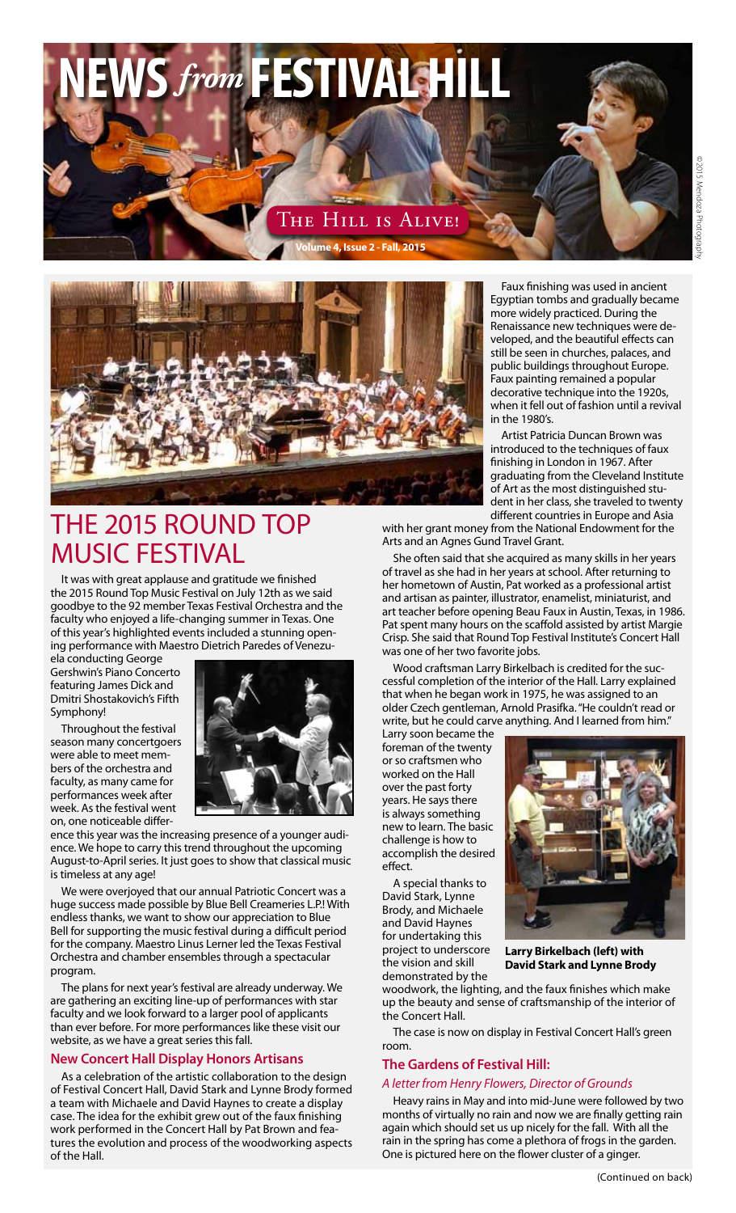# NEWS *from* FESTIVAL HILL

THE HILL IS ALIVE!

Volume 4, Issue 2 - Fall, 2015

## THE 2015 ROUND TOP MUSIC FESTIVAL

It was with great applause and gratitude we finished the 2015 Round Top Music Festival on July 12th as we said goodbye to the 92 member Texas Festival Orchestra and the faculty who enjoyed a life-changing summer in Texas. One of this year's highlighted events included a stunning opening performance with Maestro Dietrich Paredes of Venezuela conducting George Gershwin's Piano Concerto featuring James Dick and Dmitri Shostakovich's Fifth Symphony!

Throughout the festival season many concertgoers were able to meet members of the orchestra and faculty, as many came for performances week after week. As the festival went on, one noticeable difference this year was the increasing presence of a younger audience. We hope to carry this trend throughout the upcoming August-to-April series. It just goes to show that classical music is timeless at any age!

We were overjoyed that our annual Patriotic Concert was a huge success made possible by Blue Bell Creameries L.P.! With endless thanks, we want to show our appreciation to Blue Bell for supporting the music festival during a difficult period for the company. Maestro Linus Lerner led the Texas Festival Orchestra and chamber ensembles through a spectacular program.

The plans for next year's festival are already underway. We are gathering an exciting line-up of performances with star faculty and we look forward to a larger pool of applicants than ever before. For more performances like these visit our website, as we have a great series this fall.

### New Concert Hall Display Honors Artisans

As a celebration of the artistic collaboration to the design of Festival Concert Hall, David Stark and Lynne Brody formed a team with Michaele and David Haynes to create a display case. The idea for the exhibit grew out of the faux finishing work performed in the Concert Hall by Pat Brown and features the evolution and process of the woodworking aspects of the Hall.

Faux finishing was used in ancient Egyptian tombs and gradually became more widely practiced. During the Renaissance new techniques were developed, and the beautiful effects can still be seen in churches, palaces, and public buildings throughout Europe. Faux painting remained a popular decorative technique into the 1920s, when it fell out of fashion until a revival in the 1980's.

Artist Patricia Duncan Brown was introduced to the techniques of faux finishing in London in 1967. After graduating from the Cleveland Institute of Art as the most distinguished student in her class, she traveled to twenty different countries in Europe and Asia with her grant money from the National Endowment for the Arts and an Agnes Gund Travel Grant.

She often said that she acquired as many skills in her years of travel as she had in her years at school. After returning to her hometown of Austin, Pat worked as a professional artist and artisan as painter, illustrator, enamelist, miniaturist, and art teacher before opening Beau Faux in Austin, Texas, in 1986. Pat spent many hours on the scaffold assisted by artist Margie Crisp. She said that Round Top Festival Institute's Concert Hall was one of her two favorite jobs.

Wood craftsman Larry Birkelbach is credited for the successful completion of the interior of the Hall. Larry explained that when he began work in 1975, he was assigned to an older Czech gentleman, Arnold Prasifka. "He couldn't read or write, but he could carve anything. And I learned from him." Larry soon became the foreman of the twenty or so craftsmen who worked on the Hall over the past forty years. He says there is always something new to learn. The basic challenge is how to accomplish the desired effect.

A special thanks to David Stark, Lynne Brody, and Michaele and David Haynes for undertaking this project to underscore the vision and skill demonstrated by the woodwork, the lighting, and the faux finishes which make up the beauty and sense of craftsmanship of the interior of the Concert Hall.

**Larry Birkelbach (left) with David Stark and Lynne Brody**

The case is now on display in Festival Concert Hall's green room.

### The Gardens of Festival Hill:

*A letter from Henry Flowers, Director of Grounds*

Heavy rains in May and into mid-June were followed by two months of virtually no rain and now we are finally getting rain again which should set us up nicely for the fall. With all the rain in the spring has come a plethora of frogs in the garden. One is pictured here on the flower cluster of a ginger.

(Continued on back)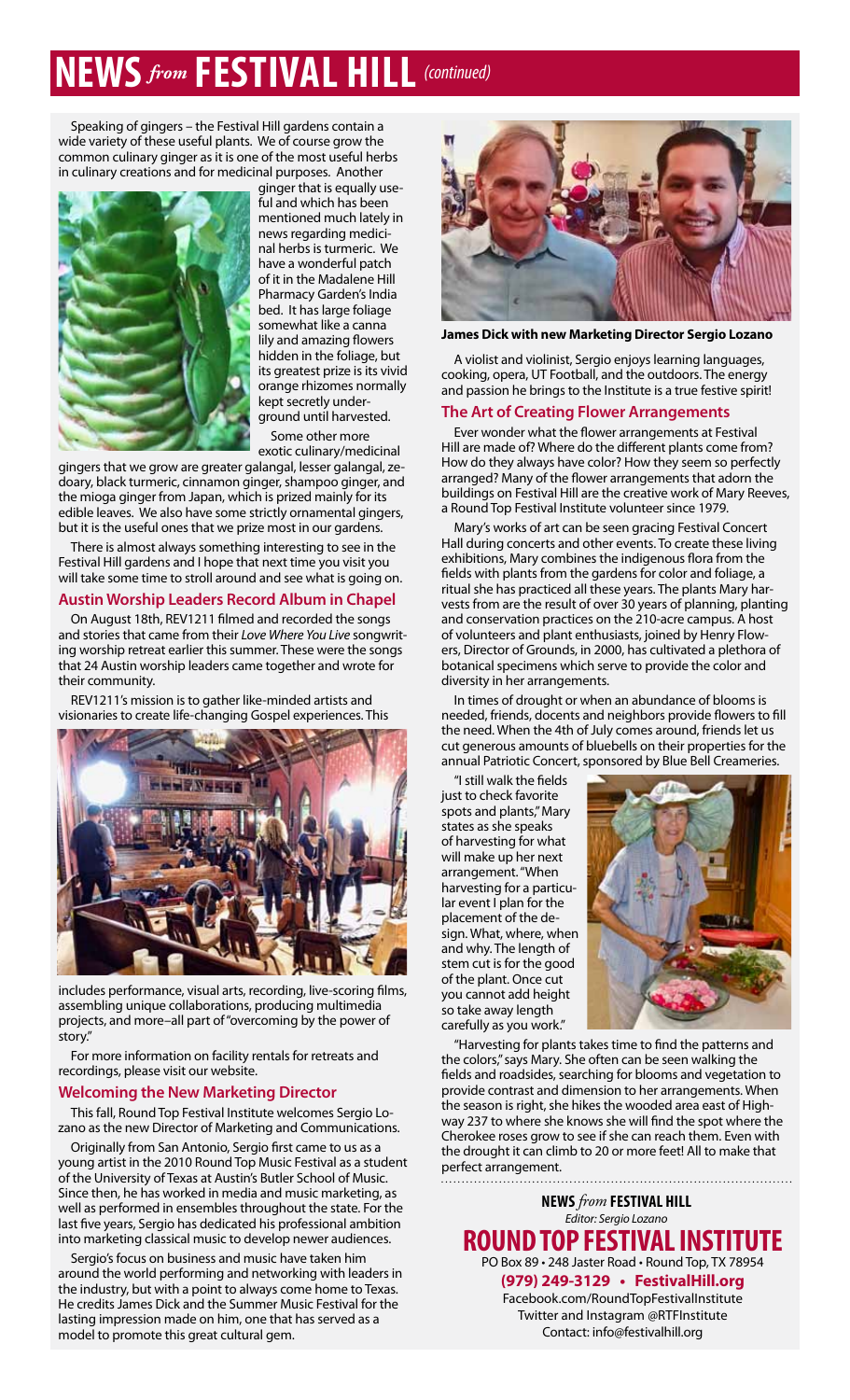# NEWS *from* FESTIVAL HILL *(continued)*

Speaking of gingers – the Festival Hill gardens contain a wide variety of these useful plants. We of course grow the common culinary ginger as it is one of the most useful herbs in culinary creations and for medicinal purposes. Another ginger that is equally useful and which has been mentioned much lately in news regarding medicinal herbs is turmeric. We have a wonderful patch of it in the Madalene Hill Pharmacy Garden's India bed. It has large foliage somewhat like a canna lily and amazing flowers hidden in the foliage, but its greatest prize is its vivid orange rhizomes normally kept secretly underground until harvested.

Some other more exotic culinary/medicinal gingers that we grow are greater galangal, lesser galangal, zedoary, black turmeric, cinnamon ginger, shampoo ginger, and the mioga ginger from Japan, which is prized mainly for its edible leaves. We also have some strictly ornamental gingers, but it is the useful ones that we prize most in our gardens.

There is almost always something interesting to see in the Festival Hill gardens and I hope that next time you visit you will take some time to stroll around and see what is going on.

## Austin Worship Leaders Record Album in Chapel

On August 18th, REV1211 filmed and recorded the songs and stories that came from their *Love Where You Live* songwriting worship retreat earlier this summer. These were the songs that 24 Austin worship leaders came together and wrote for their community.

REV1211's mission is to gather like-minded artists and visionaries to create life-changing Gospel experiences. This includes performance, visual arts, recording, live-scoring films, assembling unique collaborations, producing multimedia projects, and more–all part of "overcoming by the power of story."

For more information on facility rentals for retreats and recordings, please visit our website.

## Welcoming the New Marketing Director

This fall, Round Top Festival Institute welcomes Sergio Lozano as the new Director of Marketing and Communications.

Originally from San Antonio, Sergio first came to us as a young artist in the 2010 Round Top Music Festival as a student of the University of Texas at Austin's Butler School of Music. Since then, he has worked in media and music marketing, as well as performed in ensembles throughout the state. For the last five years, Sergio has dedicated his professional ambition into marketing classical music to develop newer audiences.

Sergio's focus on business and music have taken him around the world performing and networking with leaders in the industry, but with a point to always come home to Texas. He credits James Dick and the Summer Music Festival for the lasting impression made on him, one that has served as a model to promote this great cultural gem.

**James Dick with new Marketing Director Sergio Lozano**

A violist and violinist, Sergio enjoys learning languages, cooking, opera, UT Football, and the outdoors. The energy and passion he brings to the Institute is a true festive spirit!

## The Art of Creating Flower Arrangements

Ever wonder what the flower arrangements at Festival Hill are made of? Where do the different plants come from? How do they always have color? How they seem so perfectly arranged? Many of the flower arrangements that adorn the buildings on Festival Hill are the creative work of Mary Reeves, a Round Top Festival Institute volunteer since 1979.

Mary's works of art can be seen gracing Festival Concert Hall during concerts and other events. To create these living exhibitions, Mary combines the indigenous flora from the fields with plants from the gardens for color and foliage, a ritual she has practiced all these years. The plants Mary harvests from are the result of over 30 years of planning, planting and conservation practices on the 210-acre campus. A host of volunteers and plant enthusiasts, joined by Henry Flowers, Director of Grounds, in 2000, has cultivated a plethora of botanical specimens which serve to provide the color and diversity in her arrangements.

In times of drought or when an abundance of blooms is needed, friends, docents and neighbors provide flowers to fill the need. When the 4th of July comes around, friends let us cut generous amounts of bluebells on their properties for the annual Patriotic Concert, sponsored by Blue Bell Creameries.

"I still walk the fields just to check favorite spots and plants," Mary states as she speaks of harvesting for what will make up her next arrangement. "When harvesting for a particular event I plan for the placement of the design. What, where, when and why. The length of stem cut is for the good of the plant. Once cut you cannot add height so take away length carefully as you work."

"Harvesting for plants takes time to find the patterns and the colors," says Mary. She often can be seen walking the fields and roadsides, searching for blooms and vegetation to provide contrast and dimension to her arrangements. When the season is right, she hikes the wooded area east of Highway 237 to where she knows she will find the spot where the Cherokee roses grow to see if she can reach them. Even with the drought it can climb to 20 or more feet! All to make that perfect arrangement.

---

**NEWS *from* FESTIVAL HILL**
*Editor: Sergio Lozano*

**ROUND TOP FESTIVAL INSTITUTE**
PO Box 89 • 248 Jaster Road • Round Top, TX 78954
**(979) 249-3129 • FestivalHill.org**
Facebook.com/RoundTopFestivalInstitute
Twitter and Instagram @RTFInstitute
Contact: info@festivalhill.org